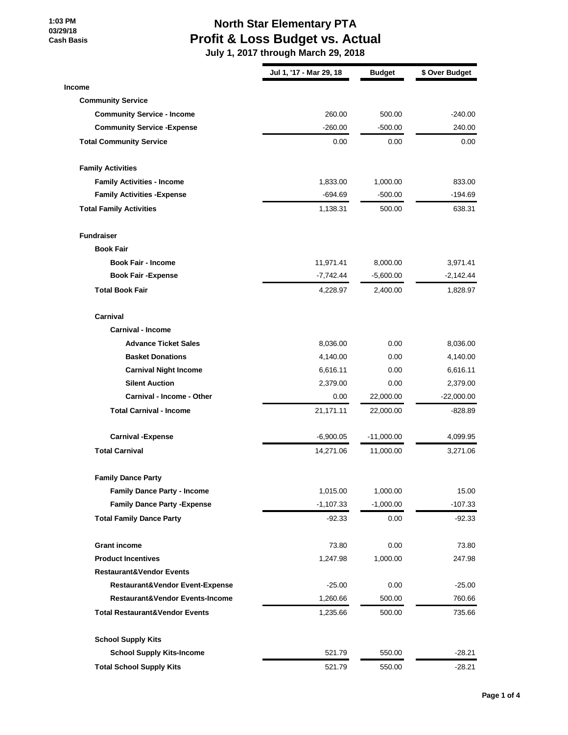1:03 PM
03/29/18
Cash Basis

# North Star Elementary PTA
## Profit & Loss Budget vs. Actual
### July 1, 2017 through March 29, 2018

| | Jul 1, '17 - Mar 29, 18 | Budget | $ Over Budget |
|---|---|---|---|
| **Income** | | | |
| **Community Service** | | | |
| **Community Service - Income** | 260.00 | 500.00 | -240.00 |
| **Community Service -Expense** | -260.00 | -500.00 | 240.00 |
| **Total Community Service** | 0.00 | 0.00 | 0.00 |
| **Family Activities** | | | |
| **Family Activities - Income** | 1,833.00 | 1,000.00 | 833.00 |
| **Family Activities -Expense** | -694.69 | -500.00 | -194.69 |
| **Total Family Activities** | 1,138.31 | 500.00 | 638.31 |
| **Fundraiser** | | | |
| **Book Fair** | | | |
| **Book Fair - Income** | 11,971.41 | 8,000.00 | 3,971.41 |
| **Book Fair -Expense** | -7,742.44 | -5,600.00 | -2,142.44 |
| **Total Book Fair** | 4,228.97 | 2,400.00 | 1,828.97 |
| **Carnival** | | | |
| **Carnival - Income** | | | |
| **Advance Ticket Sales** | 8,036.00 | 0.00 | 8,036.00 |
| **Basket Donations** | 4,140.00 | 0.00 | 4,140.00 |
| **Carnival Night Income** | 6,616.11 | 0.00 | 6,616.11 |
| **Silent Auction** | 2,379.00 | 0.00 | 2,379.00 |
| **Carnival - Income - Other** | 0.00 | 22,000.00 | -22,000.00 |
| **Total Carnival - Income** | 21,171.11 | 22,000.00 | -828.89 |
| **Carnival -Expense** | -6,900.05 | -11,000.00 | 4,099.95 |
| **Total Carnival** | 14,271.06 | 11,000.00 | 3,271.06 |
| **Family Dance Party** | | | |
| **Family Dance Party - Income** | 1,015.00 | 1,000.00 | 15.00 |
| **Family Dance Party -Expense** | -1,107.33 | -1,000.00 | -107.33 |
| **Total Family Dance Party** | -92.33 | 0.00 | -92.33 |
| **Grant income** | 73.80 | 0.00 | 73.80 |
| **Product Incentives** | 1,247.98 | 1,000.00 | 247.98 |
| **Restaurant&Vendor Events** | | | |
| **Restaurant&Vendor Event-Expense** | -25.00 | 0.00 | -25.00 |
| **Restaurant&Vendor Events-Income** | 1,260.66 | 500.00 | 760.66 |
| **Total Restaurant&Vendor Events** | 1,235.66 | 500.00 | 735.66 |
| **School Supply Kits** | | | |
| **School Supply Kits-Income** | 521.79 | 550.00 | -28.21 |
| **Total School Supply Kits** | 521.79 | 550.00 | -28.21 |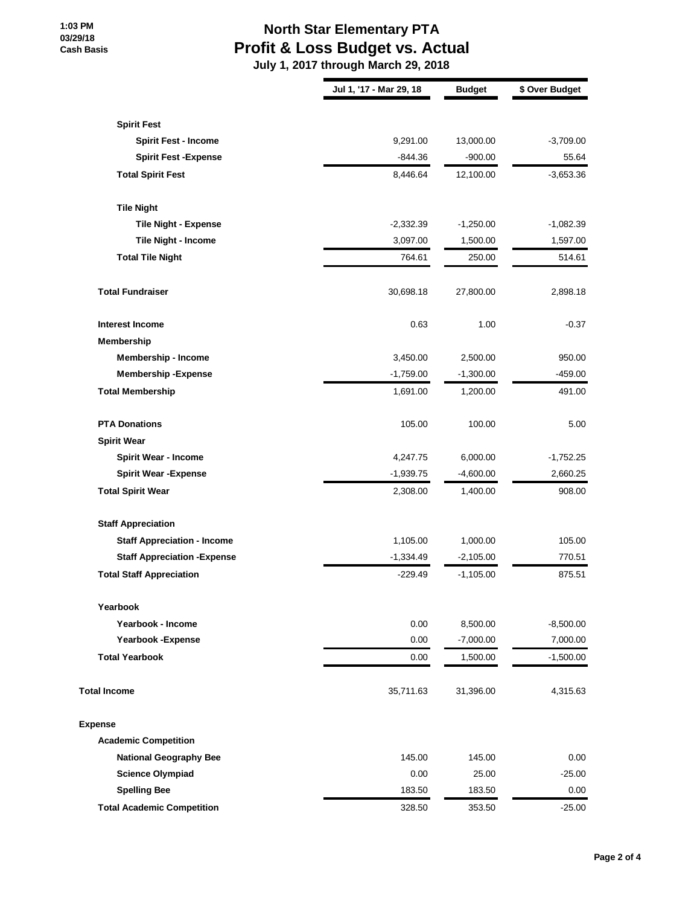**1:03 PM**
**03/29/18**
**Cash Basis**

# North Star Elementary PTA
## Profit & Loss Budget vs. Actual
### July 1, 2017 through March 29, 2018

| | Jul 1, '17 - Mar 29, 18 | Budget | $ Over Budget |
|---|---|---|---|
| **Spirit Fest** | | | |
| **Spirit Fest - Income** | 9,291.00 | 13,000.00 | -3,709.00 |
| **Spirit Fest -Expense** | -844.36 | -900.00 | 55.64 |
| **Total Spirit Fest** | 8,446.64 | 12,100.00 | -3,653.36 |
| **Tile Night** | | | |
| **Tile Night - Expense** | -2,332.39 | -1,250.00 | -1,082.39 |
| **Tile Night - Income** | 3,097.00 | 1,500.00 | 1,597.00 |
| **Total Tile Night** | 764.61 | 250.00 | 514.61 |
| **Total Fundraiser** | 30,698.18 | 27,800.00 | 2,898.18 |
| **Interest Income** | 0.63 | 1.00 | -0.37 |
| **Membership** | | | |
| **Membership - Income** | 3,450.00 | 2,500.00 | 950.00 |
| **Membership -Expense** | -1,759.00 | -1,300.00 | -459.00 |
| **Total Membership** | 1,691.00 | 1,200.00 | 491.00 |
| **PTA Donations** | 105.00 | 100.00 | 5.00 |
| **Spirit Wear** | | | |
| **Spirit Wear - Income** | 4,247.75 | 6,000.00 | -1,752.25 |
| **Spirit Wear -Expense** | -1,939.75 | -4,600.00 | 2,660.25 |
| **Total Spirit Wear** | 2,308.00 | 1,400.00 | 908.00 |
| **Staff Appreciation** | | | |
| **Staff Appreciation - Income** | 1,105.00 | 1,000.00 | 105.00 |
| **Staff Appreciation -Expense** | -1,334.49 | -2,105.00 | 770.51 |
| **Total Staff Appreciation** | -229.49 | -1,105.00 | 875.51 |
| **Yearbook** | | | |
| **Yearbook - Income** | 0.00 | 8,500.00 | -8,500.00 |
| **Yearbook -Expense** | 0.00 | -7,000.00 | 7,000.00 |
| **Total Yearbook** | 0.00 | 1,500.00 | -1,500.00 |
| **Total Income** | 35,711.63 | 31,396.00 | 4,315.63 |
| **Expense** | | | |
| **Academic Competition** | | | |
| **National Geography Bee** | 145.00 | 145.00 | 0.00 |
| **Science Olympiad** | 0.00 | 25.00 | -25.00 |
| **Spelling Bee** | 183.50 | 183.50 | 0.00 |
| **Total Academic Competition** | 328.50 | 353.50 | -25.00 |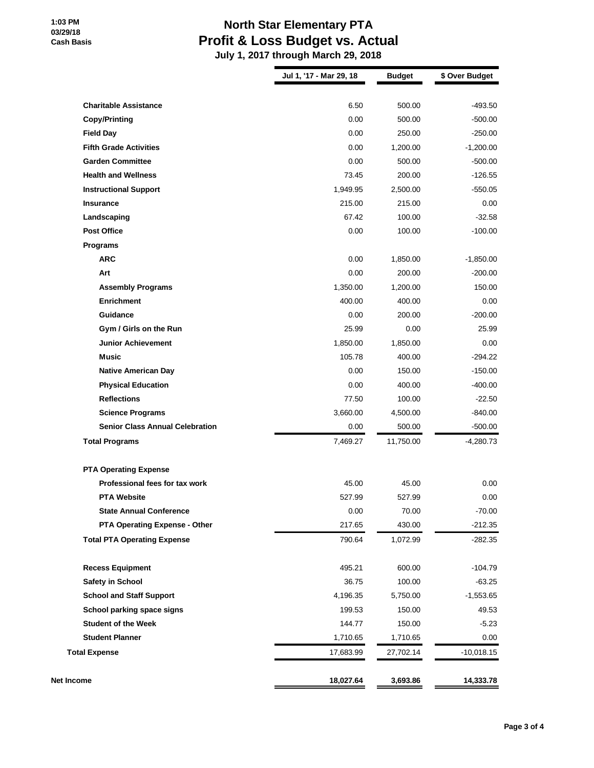**1:03 PM**
**03/29/18**
**Cash Basis**

# North Star Elementary PTA
## Profit & Loss Budget vs. Actual
### July 1, 2017 through March 29, 2018

| | Jul 1, '17 - Mar 29, 18 | Budget | $ Over Budget |
|---|---|---|---|
| **Charitable Assistance** | 6.50 | 500.00 | -493.50 |
| **Copy/Printing** | 0.00 | 500.00 | -500.00 |
| **Field Day** | 0.00 | 250.00 | -250.00 |
| **Fifth Grade Activities** | 0.00 | 1,200.00 | -1,200.00 |
| **Garden Committee** | 0.00 | 500.00 | -500.00 |
| **Health and Wellness** | 73.45 | 200.00 | -126.55 |
| **Instructional Support** | 1,949.95 | 2,500.00 | -550.05 |
| **Insurance** | 215.00 | 215.00 | 0.00 |
| **Landscaping** | 67.42 | 100.00 | -32.58 |
| **Post Office** | 0.00 | 100.00 | -100.00 |
| **Programs** | | | |
| **ARC** | 0.00 | 1,850.00 | -1,850.00 |
| **Art** | 0.00 | 200.00 | -200.00 |
| **Assembly Programs** | 1,350.00 | 1,200.00 | 150.00 |
| **Enrichment** | 400.00 | 400.00 | 0.00 |
| **Guidance** | 0.00 | 200.00 | -200.00 |
| **Gym / Girls on the Run** | 25.99 | 0.00 | 25.99 |
| **Junior Achievement** | 1,850.00 | 1,850.00 | 0.00 |
| **Music** | 105.78 | 400.00 | -294.22 |
| **Native American Day** | 0.00 | 150.00 | -150.00 |
| **Physical Education** | 0.00 | 400.00 | -400.00 |
| **Reflections** | 77.50 | 100.00 | -22.50 |
| **Science Programs** | 3,660.00 | 4,500.00 | -840.00 |
| **Senior Class Annual Celebration** | 0.00 | 500.00 | -500.00 |
| **Total Programs** | 7,469.27 | 11,750.00 | -4,280.73 |
| **PTA Operating Expense** | | | |
| **Professional fees for tax work** | 45.00 | 45.00 | 0.00 |
| **PTA Website** | 527.99 | 527.99 | 0.00 |
| **State Annual Conference** | 0.00 | 70.00 | -70.00 |
| **PTA Operating Expense - Other** | 217.65 | 430.00 | -212.35 |
| **Total PTA Operating Expense** | 790.64 | 1,072.99 | -282.35 |
| **Recess Equipment** | 495.21 | 600.00 | -104.79 |
| **Safety in School** | 36.75 | 100.00 | -63.25 |
| **School and Staff Support** | 4,196.35 | 5,750.00 | -1,553.65 |
| **School parking space signs** | 199.53 | 150.00 | 49.53 |
| **Student of the Week** | 144.77 | 150.00 | -5.23 |
| **Student Planner** | 1,710.65 | 1,710.65 | 0.00 |
| **Total Expense** | 17,683.99 | 27,702.14 | -10,018.15 |
| **Net Income** | **18,027.64** | **3,693.86** | **14,333.78** |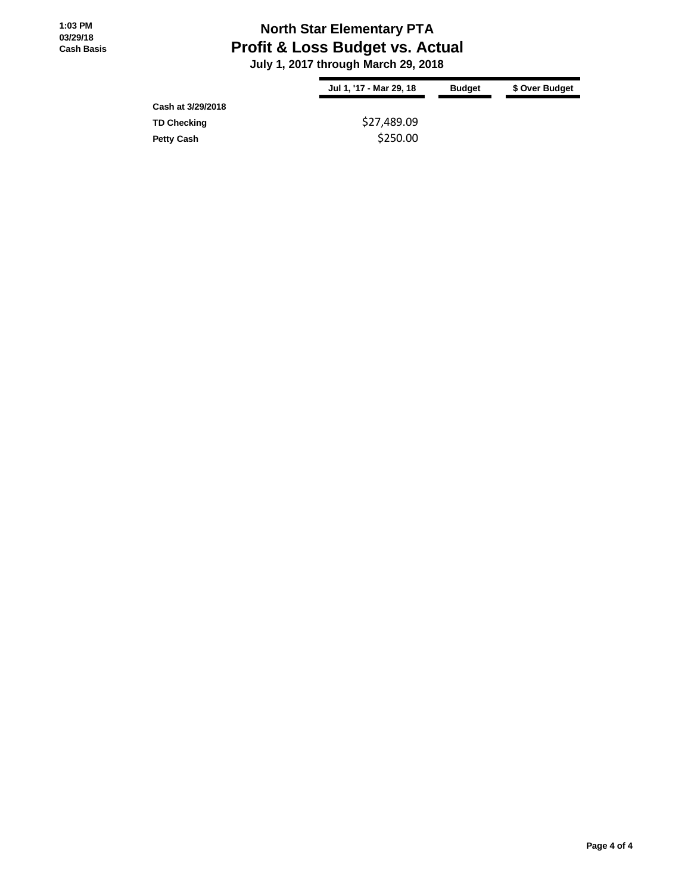# North Star Elementary PTA

## Profit & Loss Budget vs. Actual

### July 1, 2017 through March 29, 2018

| | Jul 1, '17 - Mar 29, 18 | Budget | $ Over Budget |
|---|---|---|---|
| **Cash at 3/29/2018** | | | |
| **TD Checking** | $27,489.09 | | |
| **Petty Cash** | $250.00 | | |